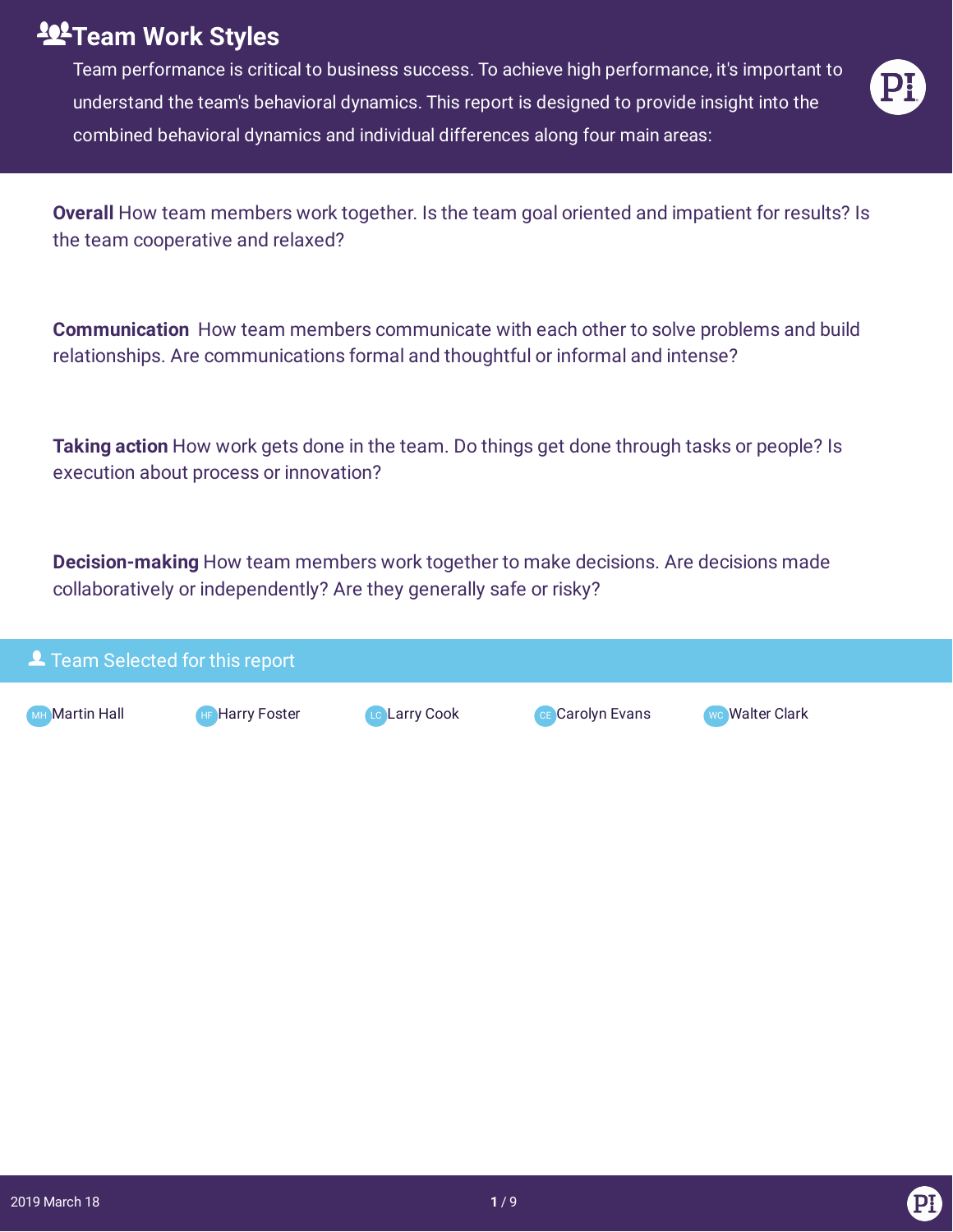# Team Work Styles

Team performance is critical to business success. To achieve high performance, it's important to understand the team's behavioral dynamics. This report is designed to provide insight into the combined behavioral dynamics and individual differences along four main areas:

**Overall** How team members work together. Is the team goal oriented and impatient for results? Is the team cooperative and relaxed?

**Communication** How team members communicate with each other to solve problems and build relationships. Are communications formal and thoughtful or informal and intense?

**Taking action** How work gets done in the team. Do things get done through tasks or people? Is execution about process or innovation?

**Decision-making** How team members work together to make decisions. Are decisions made collaboratively or independently? Are they generally safe or risky?

## Team Selected for this report

- MH Martin Hall
- HF Harry Foster
- LC Larry Cook
- CE Carolyn Evans
- WC Walter Clark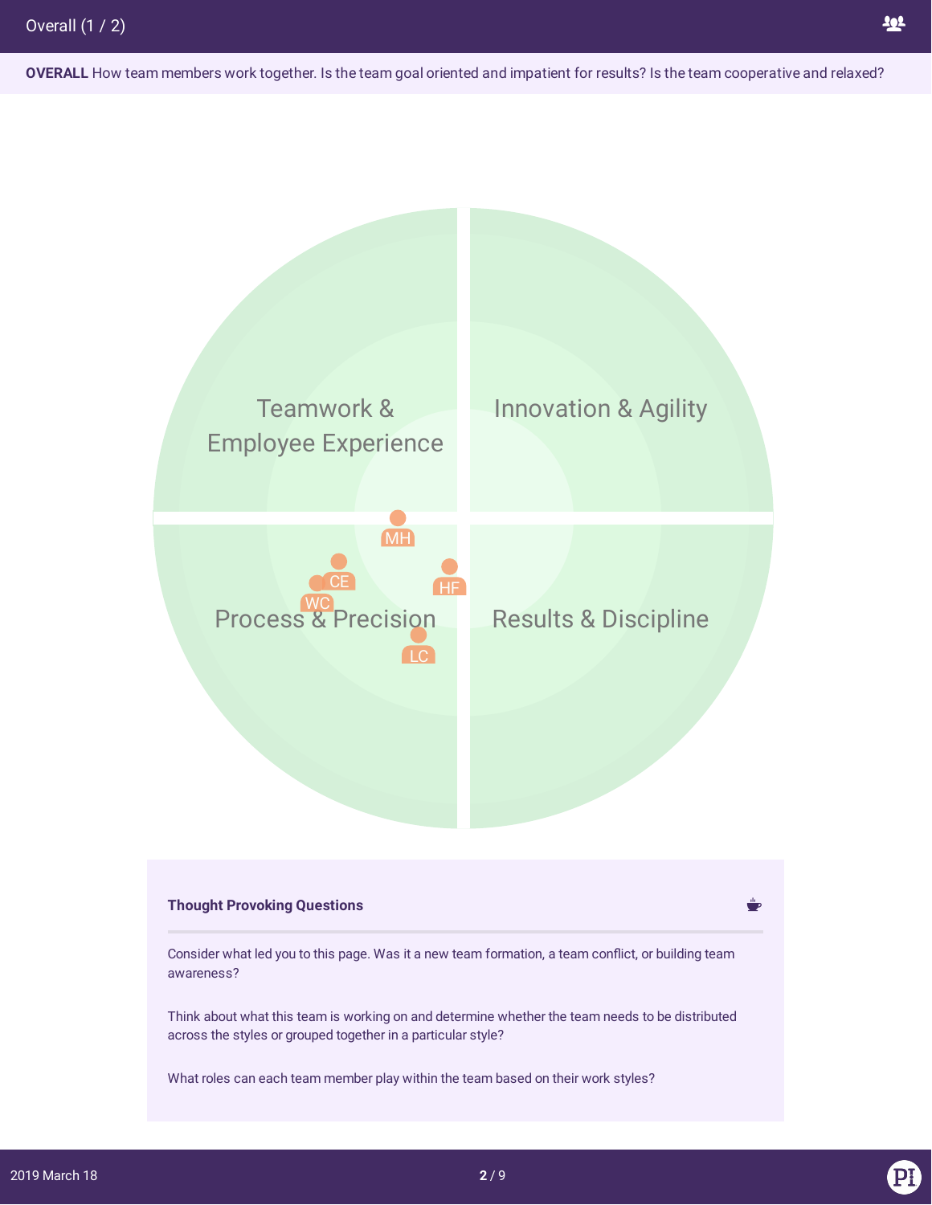# Overall (1 / 2)

**OVERALL** How team members work together. Is the team goal oriented and impatient for results? Is the team cooperative and relaxed?

Teamwork & Employee Experience

Innovation & Agility

Process & Precision

Results & Discipline

MH

CE

WC

HF

LC

### Thought Provoking Questions

Consider what led you to this page. Was it a new team formation, a team conflict, or building team awareness?

Think about what this team is working on and determine whether the team needs to be distributed across the styles or grouped together in a particular style?

What roles can each team member play within the team based on their work styles?

2019 March 18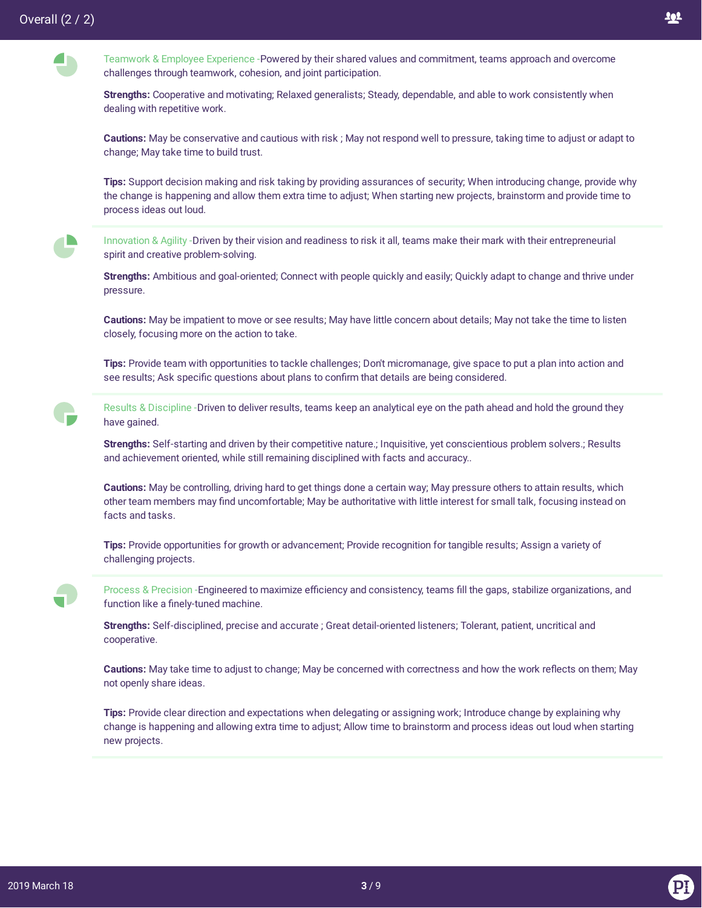# Overall (2 / 2)

**Teamwork & Employee Experience** - Powered by their shared values and commitment, teams approach and overcome challenges through teamwork, cohesion, and joint participation.

**Strengths:** Cooperative and motivating; Relaxed generalists; Steady, dependable, and able to work consistently when dealing with repetitive work.

**Cautions:** May be conservative and cautious with risk ; May not respond well to pressure, taking time to adjust or adapt to change; May take time to build trust.

**Tips:** Support decision making and risk taking by providing assurances of security; When introducing change, provide why the change is happening and allow them extra time to adjust; When starting new projects, brainstorm and provide time to process ideas out loud.

---

**Innovation & Agility** - Driven by their vision and readiness to risk it all, teams make their mark with their entrepreneurial spirit and creative problem-solving.

**Strengths:** Ambitious and goal-oriented; Connect with people quickly and easily; Quickly adapt to change and thrive under pressure.

**Cautions:** May be impatient to move or see results; May have little concern about details; May not take the time to listen closely, focusing more on the action to take.

**Tips:** Provide team with opportunities to tackle challenges; Don't micromanage, give space to put a plan into action and see results; Ask specific questions about plans to confirm that details are being considered.

---

**Results & Discipline** - Driven to deliver results, teams keep an analytical eye on the path ahead and hold the ground they have gained.

**Strengths:** Self-starting and driven by their competitive nature.; Inquisitive, yet conscientious problem solvers.; Results and achievement oriented, while still remaining disciplined with facts and accuracy..

**Cautions:** May be controlling, driving hard to get things done a certain way; May pressure others to attain results, which other team members may find uncomfortable; May be authoritative with little interest for small talk, focusing instead on facts and tasks.

**Tips:** Provide opportunities for growth or advancement; Provide recognition for tangible results; Assign a variety of challenging projects.

---

**Process & Precision** - Engineered to maximize efficiency and consistency, teams fill the gaps, stabilize organizations, and function like a finely-tuned machine.

**Strengths:** Self-disciplined, precise and accurate ; Great detail-oriented listeners; Tolerant, patient, uncritical and cooperative.

**Cautions:** May take time to adjust to change; May be concerned with correctness and how the work reflects on them; May not openly share ideas.

**Tips:** Provide clear direction and expectations when delegating or assigning work; Introduce change by explaining why change is happening and allowing extra time to adjust; Allow time to brainstorm and process ideas out loud when starting new projects.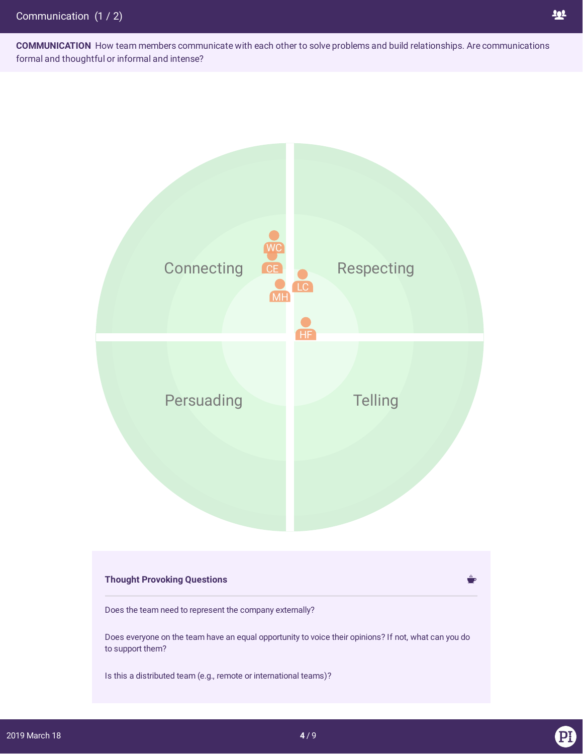# Communication (1 / 2)

**COMMUNICATION** How team members communicate with each other to solve problems and build relationships. Are communications formal and thoughtful or informal and intense?

Connecting

Respecting

Persuading

Telling

WC

CE

MH

LC

HF

**Thought Provoking Questions**

Does the team need to represent the company externally?

Does everyone on the team have an equal opportunity to voice their opinions? If not, what can you do to support them?

Is this a distributed team (e.g., remote or international teams)?

2019 March 18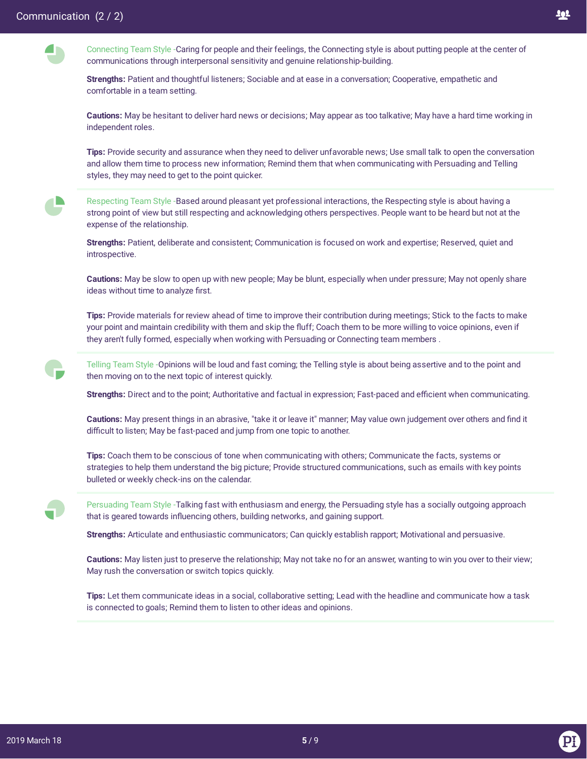## Communication (2 / 2)

Connecting Team Style - Caring for people and their feelings, the Connecting style is about putting people at the center of communications through interpersonal sensitivity and genuine relationship-building.

**Strengths:** Patient and thoughtful listeners; Sociable and at ease in a conversation; Cooperative, empathetic and comfortable in a team setting.

**Cautions:** May be hesitant to deliver hard news or decisions; May appear as too talkative; May have a hard time working in independent roles.

**Tips:** Provide security and assurance when they need to deliver unfavorable news; Use small talk to open the conversation and allow them time to process new information; Remind them that when communicating with Persuading and Telling styles, they may need to get to the point quicker.

Respecting Team Style - Based around pleasant yet professional interactions, the Respecting style is about having a strong point of view but still respecting and acknowledging others perspectives. People want to be heard but not at the expense of the relationship.

**Strengths:** Patient, deliberate and consistent; Communication is focused on work and expertise; Reserved, quiet and introspective.

**Cautions:** May be slow to open up with new people; May be blunt, especially when under pressure; May not openly share ideas without time to analyze first.

**Tips:** Provide materials for review ahead of time to improve their contribution during meetings; Stick to the facts to make your point and maintain credibility with them and skip the fluff; Coach them to be more willing to voice opinions, even if they aren't fully formed, especially when working with Persuading or Connecting team members .

Telling Team Style - Opinions will be loud and fast coming; the Telling style is about being assertive and to the point and then moving on to the next topic of interest quickly.

**Strengths:** Direct and to the point; Authoritative and factual in expression; Fast-paced and efficient when communicating.

**Cautions:** May present things in an abrasive, "take it or leave it" manner; May value own judgement over others and find it difficult to listen; May be fast-paced and jump from one topic to another.

**Tips:** Coach them to be conscious of tone when communicating with others; Communicate the facts, systems or strategies to help them understand the big picture; Provide structured communications, such as emails with key points bulleted or weekly check-ins on the calendar.

Persuading Team Style - Talking fast with enthusiasm and energy, the Persuading style has a socially outgoing approach that is geared towards influencing others, building networks, and gaining support.

**Strengths:** Articulate and enthusiastic communicators; Can quickly establish rapport; Motivational and persuasive.

**Cautions:** May listen just to preserve the relationship; May not take no for an answer, wanting to win you over to their view; May rush the conversation or switch topics quickly.

**Tips:** Let them communicate ideas in a social, collaborative setting; Lead with the headline and communicate how a task is connected to goals; Remind them to listen to other ideas and opinions.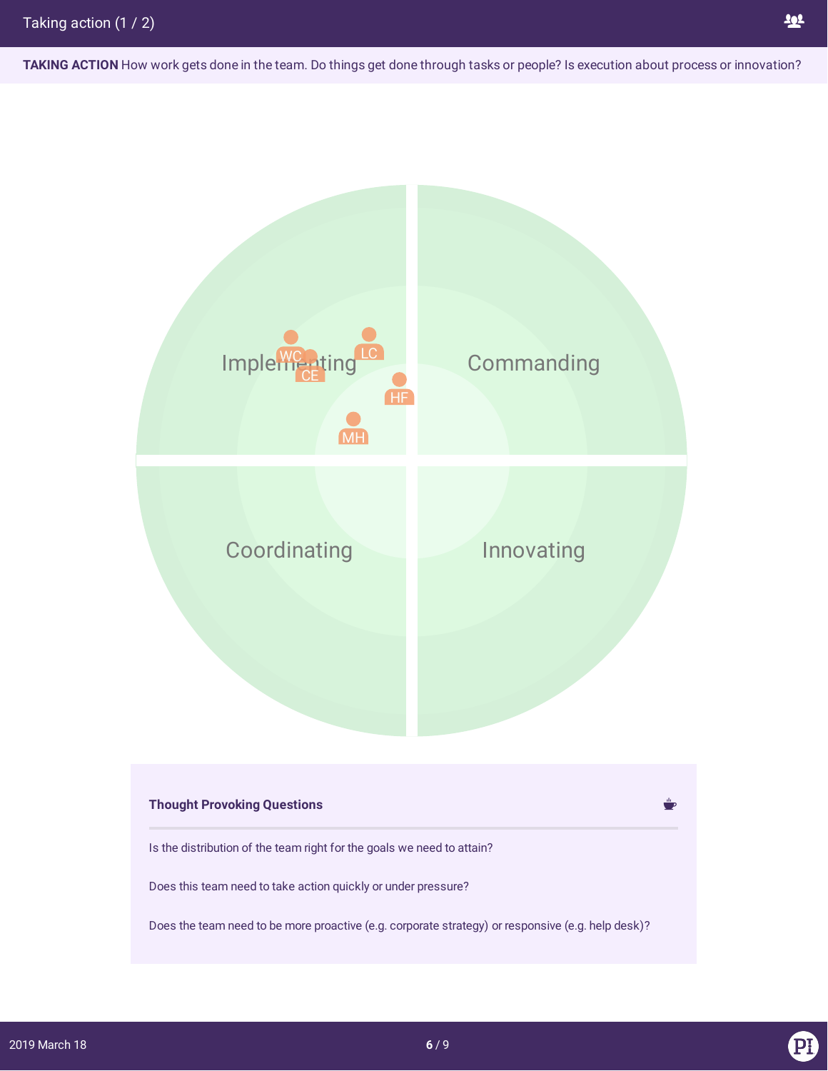# Taking action (1 / 2)

**TAKING ACTION** How work gets done in the team. Do things get done through tasks or people? Is execution about process or innovation?

Implementing

Commanding

Coordinating

Innovating

WC CE LC HF MH

### Thought Provoking Questions

Is the distribution of the team right for the goals we need to attain?

Does this team need to take action quickly or under pressure?

Does the team need to be more proactive (e.g. corporate strategy) or responsive (e.g. help desk)?

2019 March 18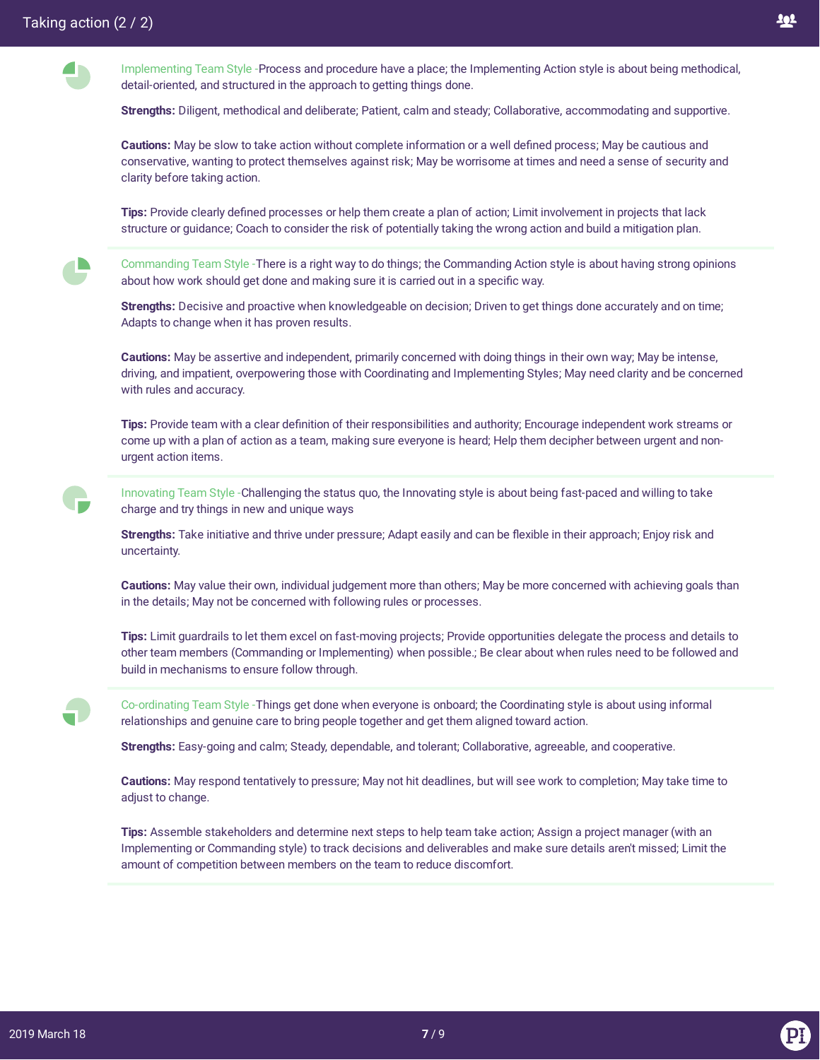# Taking action (2 / 2)

**Implementing Team Style** - Process and procedure have a place; the Implementing Action style is about being methodical, detail-oriented, and structured in the approach to getting things done.

**Strengths:** Diligent, methodical and deliberate; Patient, calm and steady; Collaborative, accommodating and supportive.

**Cautions:** May be slow to take action without complete information or a well defined process; May be cautious and conservative, wanting to protect themselves against risk; May be worrisome at times and need a sense of security and clarity before taking action.

**Tips:** Provide clearly defined processes or help them create a plan of action; Limit involvement in projects that lack structure or guidance; Coach to consider the risk of potentially taking the wrong action and build a mitigation plan.

---

**Commanding Team Style** - There is a right way to do things; the Commanding Action style is about having strong opinions about how work should get done and making sure it is carried out in a specific way.

**Strengths:** Decisive and proactive when knowledgeable on decision; Driven to get things done accurately and on time; Adapts to change when it has proven results.

**Cautions:** May be assertive and independent, primarily concerned with doing things in their own way; May be intense, driving, and impatient, overpowering those with Coordinating and Implementing Styles; May need clarity and be concerned with rules and accuracy.

**Tips:** Provide team with a clear definition of their responsibilities and authority; Encourage independent work streams or come up with a plan of action as a team, making sure everyone is heard; Help them decipher between urgent and non-urgent action items.

---

**Innovating Team Style** - Challenging the status quo, the Innovating style is about being fast-paced and willing to take charge and try things in new and unique ways

**Strengths:** Take initiative and thrive under pressure; Adapt easily and can be flexible in their approach; Enjoy risk and uncertainty.

**Cautions:** May value their own, individual judgement more than others; May be more concerned with achieving goals than in the details; May not be concerned with following rules or processes.

**Tips:** Limit guardrails to let them excel on fast-moving projects; Provide opportunities delegate the process and details to other team members (Commanding or Implementing) when possible.; Be clear about when rules need to be followed and build in mechanisms to ensure follow through.

---

**Co-ordinating Team Style** - Things get done when everyone is onboard; the Coordinating style is about using informal relationships and genuine care to bring people together and get them aligned toward action.

**Strengths:** Easy-going and calm; Steady, dependable, and tolerant; Collaborative, agreeable, and cooperative.

**Cautions:** May respond tentatively to pressure; May not hit deadlines, but will see work to completion; May take time to adjust to change.

**Tips:** Assemble stakeholders and determine next steps to help team take action; Assign a project manager (with an Implementing or Commanding style) to track decisions and deliverables and make sure details aren't missed; Limit the amount of competition between members on the team to reduce discomfort.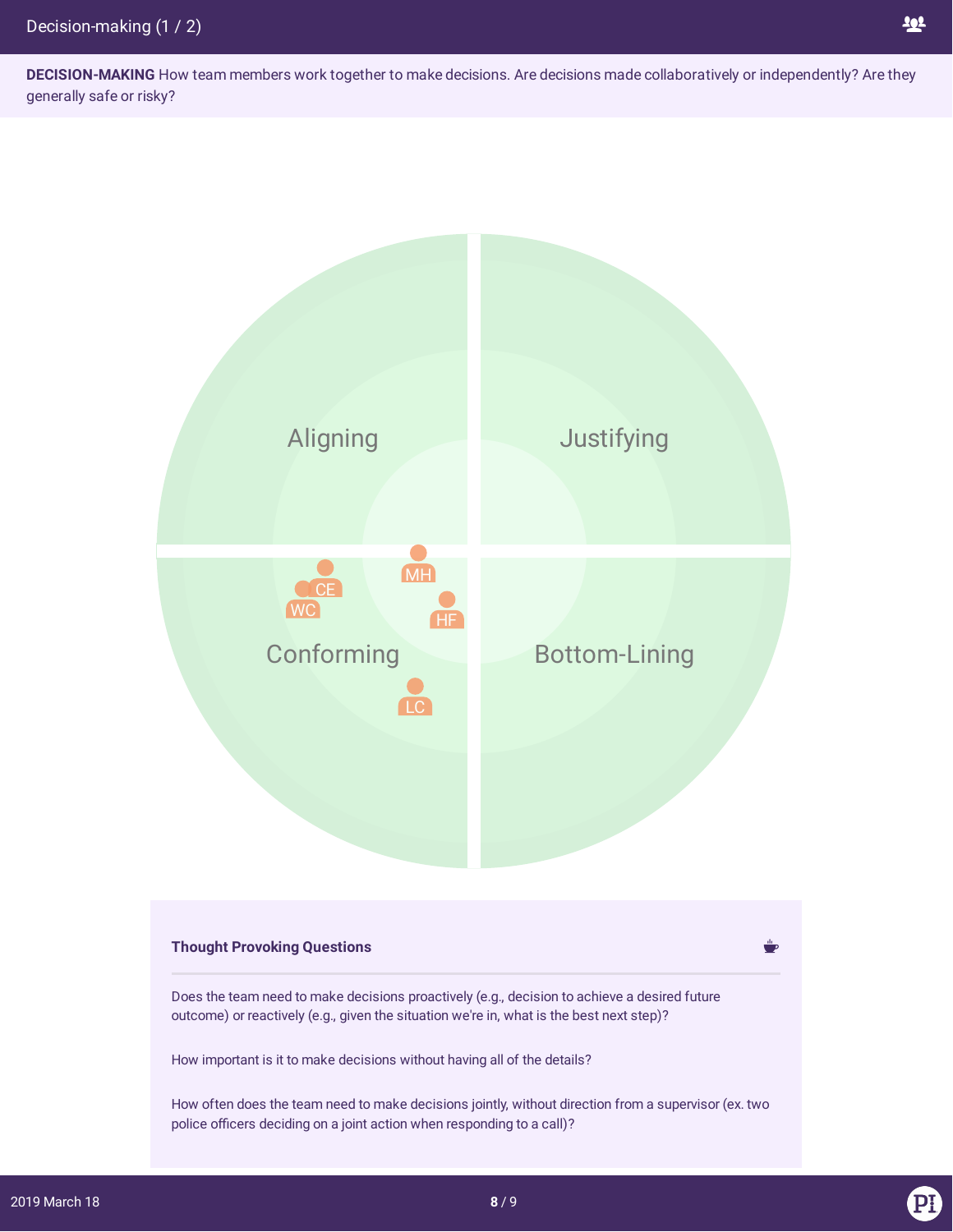# Decision-making (1 / 2)

**DECISION-MAKING** How team members work together to make decisions. Are decisions made collaboratively or independently? Are they generally safe or risky?

Aligning

Justifying

Conforming

Bottom-Lining

MH

CE

WC

HF

LC

### Thought Provoking Questions

Does the team need to make decisions proactively (e.g., decision to achieve a desired future outcome) or reactively (e.g., given the situation we're in, what is the best next step)?

How important is it to make decisions without having all of the details?

How often does the team need to make decisions jointly, without direction from a supervisor (ex. two police officers deciding on a joint action when responding to a call)?

2019 March 18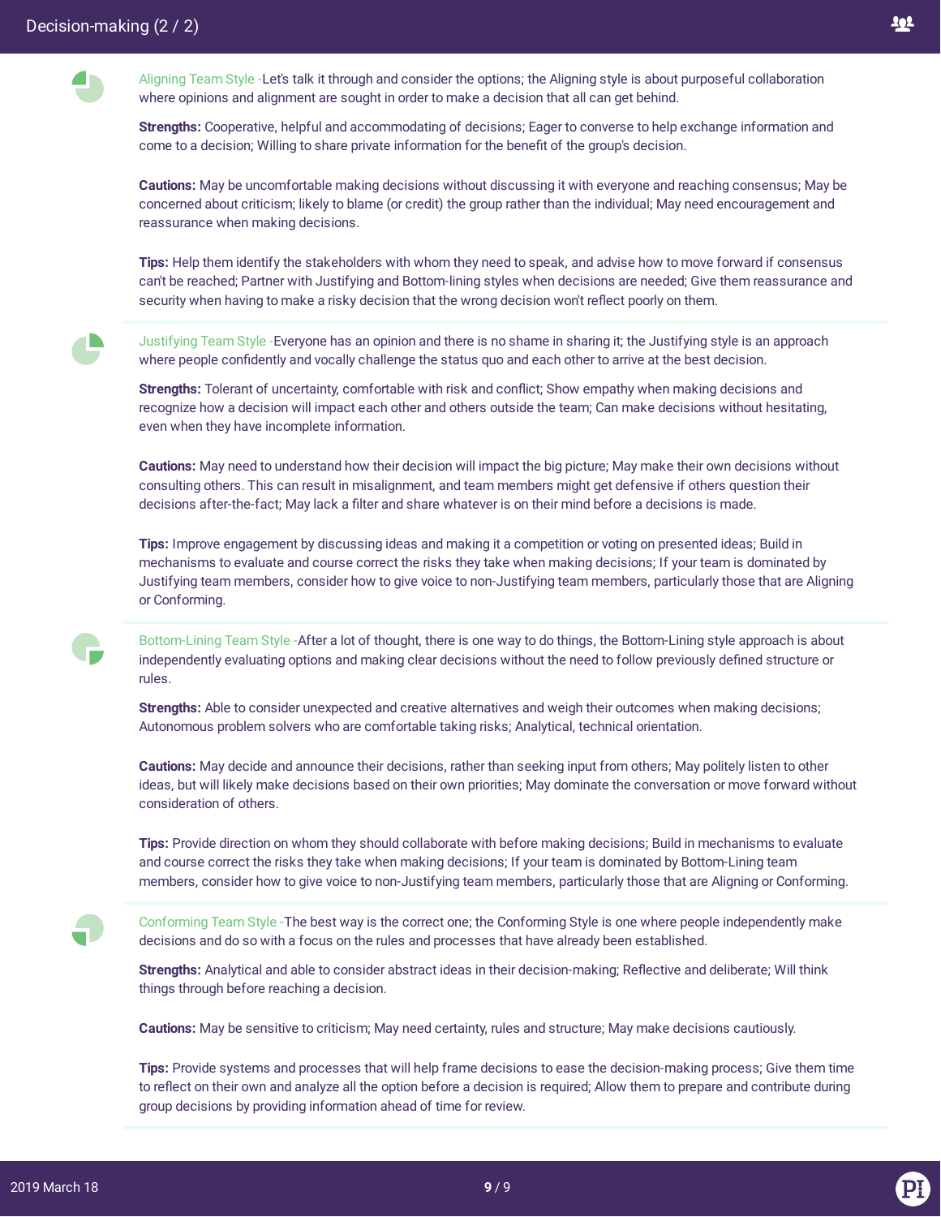# Decision-making (2 / 2)

Aligning Team Style - Let's talk it through and consider the options; the Aligning style is about purposeful collaboration where opinions and alignment are sought in order to make a decision that all can get behind.

**Strengths:** Cooperative, helpful and accommodating of decisions; Eager to converse to help exchange information and come to a decision; Willing to share private information for the benefit of the group's decision.

**Cautions:** May be uncomfortable making decisions without discussing it with everyone and reaching consensus; May be concerned about criticism; likely to blame (or credit) the group rather than the individual; May need encouragement and reassurance when making decisions.

**Tips:** Help them identify the stakeholders with whom they need to speak, and advise how to move forward if consensus can't be reached; Partner with Justifying and Bottom-lining styles when decisions are needed; Give them reassurance and security when having to make a risky decision that the wrong decision won't reflect poorly on them.

Justifying Team Style - Everyone has an opinion and there is no shame in sharing it; the Justifying style is an approach where people confidently and vocally challenge the status quo and each other to arrive at the best decision.

**Strengths:** Tolerant of uncertainty, comfortable with risk and conflict; Show empathy when making decisions and recognize how a decision will impact each other and others outside the team; Can make decisions without hesitating, even when they have incomplete information.

**Cautions:** May need to understand how their decision will impact the big picture; May make their own decisions without consulting others. This can result in misalignment, and team members might get defensive if others question their decisions after-the-fact; May lack a filter and share whatever is on their mind before a decisions is made.

**Tips:** Improve engagement by discussing ideas and making it a competition or voting on presented ideas; Build in mechanisms to evaluate and course correct the risks they take when making decisions; If your team is dominated by Justifying team members, consider how to give voice to non-Justifying team members, particularly those that are Aligning or Conforming.

Bottom-Lining Team Style - After a lot of thought, there is one way to do things, the Bottom-Lining style approach is about independently evaluating options and making clear decisions without the need to follow previously defined structure or rules.

**Strengths:** Able to consider unexpected and creative alternatives and weigh their outcomes when making decisions; Autonomous problem solvers who are comfortable taking risks; Analytical, technical orientation.

**Cautions:** May decide and announce their decisions, rather than seeking input from others; May politely listen to other ideas, but will likely make decisions based on their own priorities; May dominate the conversation or move forward without consideration of others.

**Tips:** Provide direction on whom they should collaborate with before making decisions; Build in mechanisms to evaluate and course correct the risks they take when making decisions; If your team is dominated by Bottom-Lining team members, consider how to give voice to non-Justifying team members, particularly those that are Aligning or Conforming.

Conforming Team Style - The best way is the correct one; the Conforming Style is one where people independently make decisions and do so with a focus on the rules and processes that have already been established.

**Strengths:** Analytical and able to consider abstract ideas in their decision-making; Reflective and deliberate; Will think things through before reaching a decision.

**Cautions:** May be sensitive to criticism; May need certainty, rules and structure; May make decisions cautiously.

**Tips:** Provide systems and processes that will help frame decisions to ease the decision-making process; Give them time to reflect on their own and analyze all the option before a decision is required; Allow them to prepare and contribute during group decisions by providing information ahead of time for review.